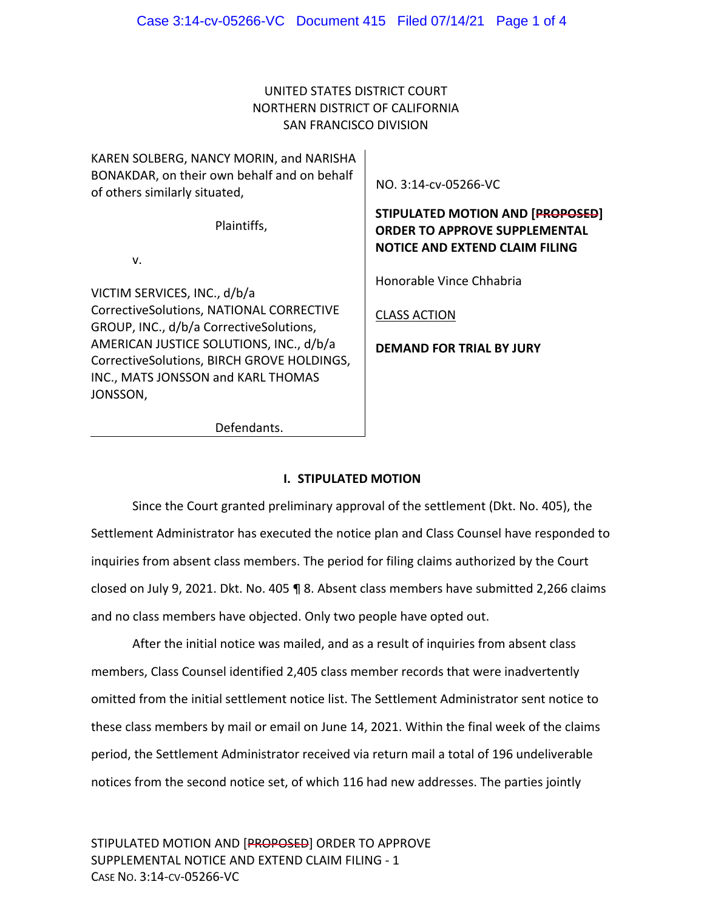UNITED STATES DISTRICT COURT
NORTHERN DISTRICT OF CALIFORNIA
SAN FRANCISCO DIVISION

| | |
|---|---|
| KAREN SOLBERG, NANCY MORIN, and NARISHA BONAKDAR, on their own behalf and on behalf of others similarly situated,<br><br>Plaintiffs,<br><br>v.<br><br>VICTIM SERVICES, INC., d/b/a CorrectiveSolutions, NATIONAL CORRECTIVE GROUP, INC., d/b/a CorrectiveSolutions, AMERICAN JUSTICE SOLUTIONS, INC., d/b/a CorrectiveSolutions, BIRCH GROVE HOLDINGS, INC., MATS JONSSON and KARL THOMAS JONSSON,<br><br>Defendants. | NO. 3:14-cv-05266-VC<br><br>**STIPULATED MOTION AND [~~PROPOSED~~] ORDER TO APPROVE SUPPLEMENTAL NOTICE AND EXTEND CLAIM FILING**<br><br>Honorable Vince Chhabria<br><br>CLASS ACTION<br><br>**DEMAND FOR TRIAL BY JURY** |

## I. STIPULATED MOTION

Since the Court granted preliminary approval of the settlement (Dkt. No. 405), the Settlement Administrator has executed the notice plan and Class Counsel have responded to inquiries from absent class members. The period for filing claims authorized by the Court closed on July 9, 2021. Dkt. No. 405 ¶ 8. Absent class members have submitted 2,266 claims and no class members have objected. Only two people have opted out.

After the initial notice was mailed, and as a result of inquiries from absent class members, Class Counsel identified 2,405 class member records that were inadvertently omitted from the initial settlement notice list. The Settlement Administrator sent notice to these class members by mail or email on June 14, 2021. Within the final week of the claims period, the Settlement Administrator received via return mail a total of 196 undeliverable notices from the second notice set, of which 116 had new addresses. The parties jointly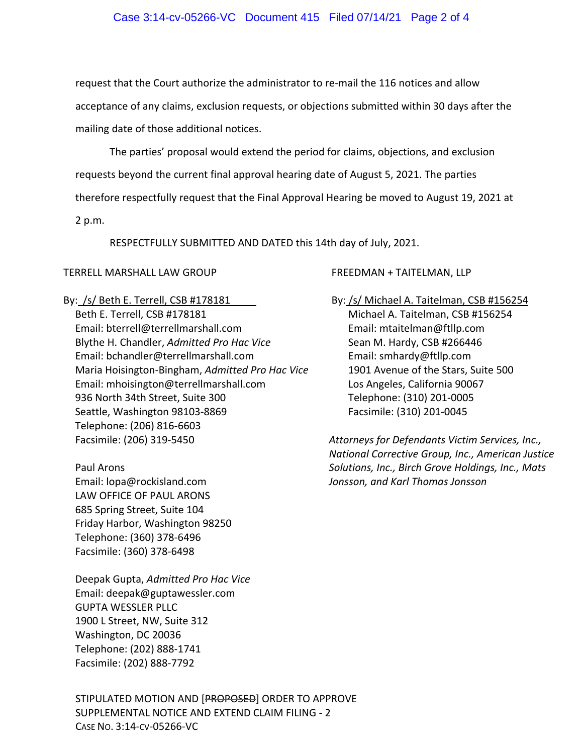request that the Court authorize the administrator to re-mail the 116 notices and allow acceptance of any claims, exclusion requests, or objections submitted within 30 days after the mailing date of those additional notices.

The parties' proposal would extend the period for claims, objections, and exclusion requests beyond the current final approval hearing date of August 5, 2021. The parties therefore respectfully request that the Final Approval Hearing be moved to August 19, 2021 at 2 p.m.

RESPECTFULLY SUBMITTED AND DATED this 14th day of July, 2021.

TERRELL MARSHALL LAW GROUP

By: /s/ Beth E. Terrell, CSB #178181
Beth E. Terrell, CSB #178181
Email: bterrell@terrellmarshall.com
Blythe H. Chandler, *Admitted Pro Hac Vice*
Email: bchandler@terrellmarshall.com
Maria Hoisington-Bingham, *Admitted Pro Hac Vice*
Email: mhoisington@terrellmarshall.com
936 North 34th Street, Suite 300
Seattle, Washington 98103-8869
Telephone: (206) 816-6603
Facsimile: (206) 319-5450

Paul Arons
Email: lopa@rockisland.com
LAW OFFICE OF PAUL ARONS
685 Spring Street, Suite 104
Friday Harbor, Washington 98250
Telephone: (360) 378-6496
Facsimile: (360) 378-6498

Deepak Gupta, *Admitted Pro Hac Vice*
Email: deepak@guptawessler.com
GUPTA WESSLER PLLC
1900 L Street, NW, Suite 312
Washington, DC 20036
Telephone: (202) 888-1741
Facsimile: (202) 888-7792

FREEDMAN + TAITELMAN, LLP

By: /s/ Michael A. Taitelman, CSB #156254
Michael A. Taitelman, CSB #156254
Email: mtaitelman@ftllp.com
Sean M. Hardy, CSB #266446
Email: smhardy@ftllp.com
1901 Avenue of the Stars, Suite 500
Los Angeles, California 90067
Telephone: (310) 201-0005
Facsimile: (310) 201-0045

*Attorneys for Defendants Victim Services, Inc., National Corrective Group, Inc., American Justice Solutions, Inc., Birch Grove Holdings, Inc., Mats Jonsson, and Karl Thomas Jonsson*

STIPULATED MOTION AND [~~PROPOSED~~] ORDER TO APPROVE SUPPLEMENTAL NOTICE AND EXTEND CLAIM FILING - 2
CASE NO. 3:14-CV-05266-VC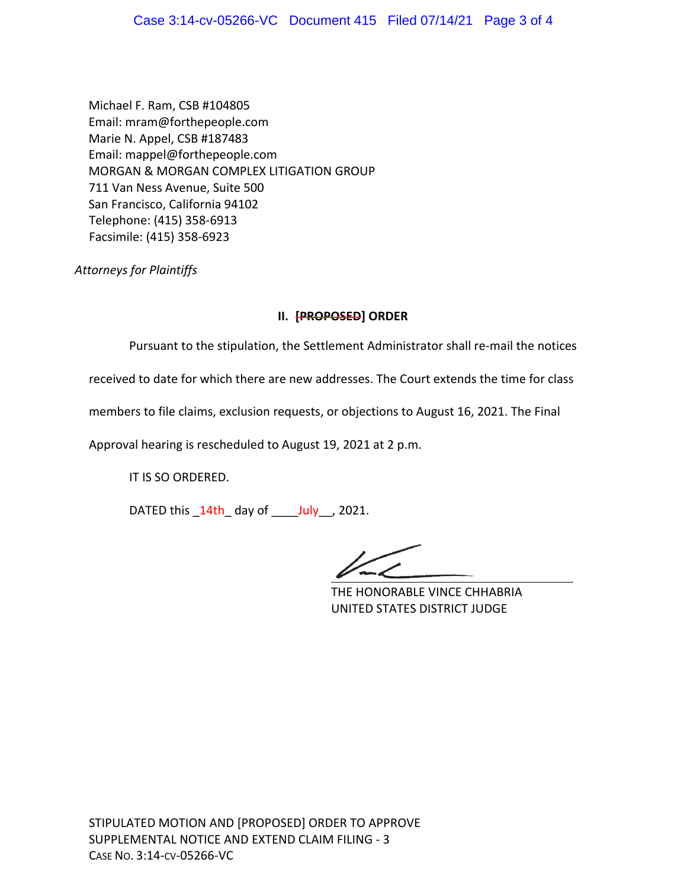Michael F. Ram, CSB #104805
Email: mram@forthepeople.com
Marie N. Appel, CSB #187483
Email: mappel@forthepeople.com
MORGAN & MORGAN COMPLEX LITIGATION GROUP
711 Van Ness Avenue, Suite 500
San Francisco, California 94102
Telephone: (415) 358-6913
Facsimile: (415) 358-6923

*Attorneys for Plaintiffs*

## II. ~~[PROPOSED]~~ ORDER

Pursuant to the stipulation, the Settlement Administrator shall re-mail the notices received to date for which there are new addresses. The Court extends the time for class members to file claims, exclusion requests, or objections to August 16, 2021. The Final Approval hearing is rescheduled to August 19, 2021 at 2 p.m.

IT IS SO ORDERED.

DATED this _14th_ day of ____July__, 2021.

THE HONORABLE VINCE CHHABRIA
UNITED STATES DISTRICT JUDGE

STIPULATED MOTION AND [PROPOSED] ORDER TO APPROVE SUPPLEMENTAL NOTICE AND EXTEND CLAIM FILING - 3
CASE NO. 3:14-CV-05266-VC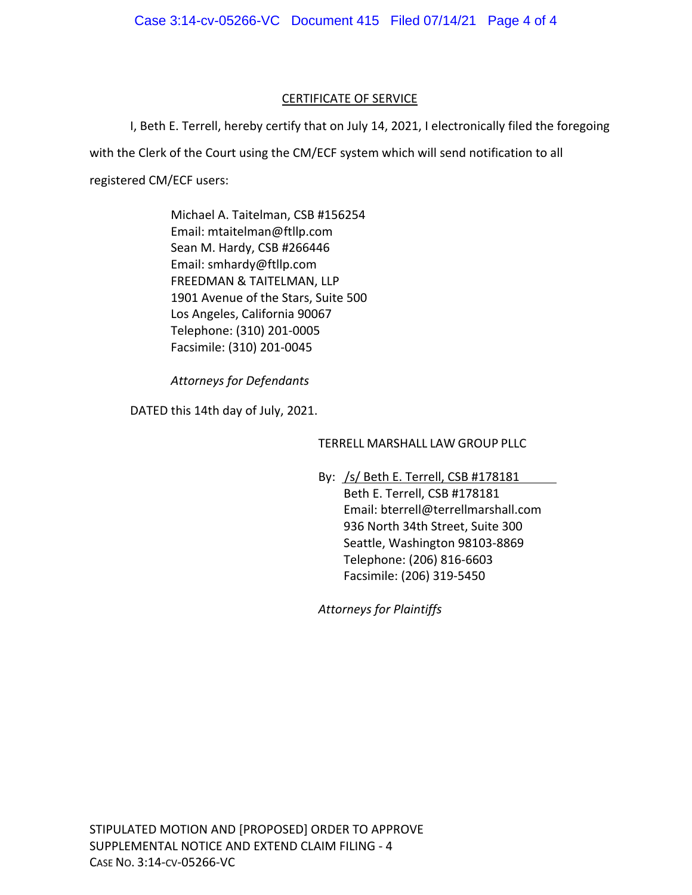CERTIFICATE OF SERVICE

I, Beth E. Terrell, hereby certify that on July 14, 2021, I electronically filed the foregoing with the Clerk of the Court using the CM/ECF system which will send notification to all registered CM/ECF users:

Michael A. Taitelman, CSB #156254
Email: mtaitelman@ftllp.com
Sean M. Hardy, CSB #266446
Email: smhardy@ftllp.com
FREEDMAN & TAITELMAN, LLP
1901 Avenue of the Stars, Suite 500
Los Angeles, California 90067
Telephone: (310) 201-0005
Facsimile: (310) 201-0045

*Attorneys for Defendants*

DATED this 14th day of July, 2021.

TERRELL MARSHALL LAW GROUP PLLC

By: /s/ Beth E. Terrell, CSB #178181
Beth E. Terrell, CSB #178181
Email: bterrell@terrellmarshall.com
936 North 34th Street, Suite 300
Seattle, Washington 98103-8869
Telephone: (206) 816-6603
Facsimile: (206) 319-5450

*Attorneys for Plaintiffs*

STIPULATED MOTION AND [PROPOSED] ORDER TO APPROVE SUPPLEMENTAL NOTICE AND EXTEND CLAIM FILING - 4
CASE NO. 3:14-CV-05266-VC